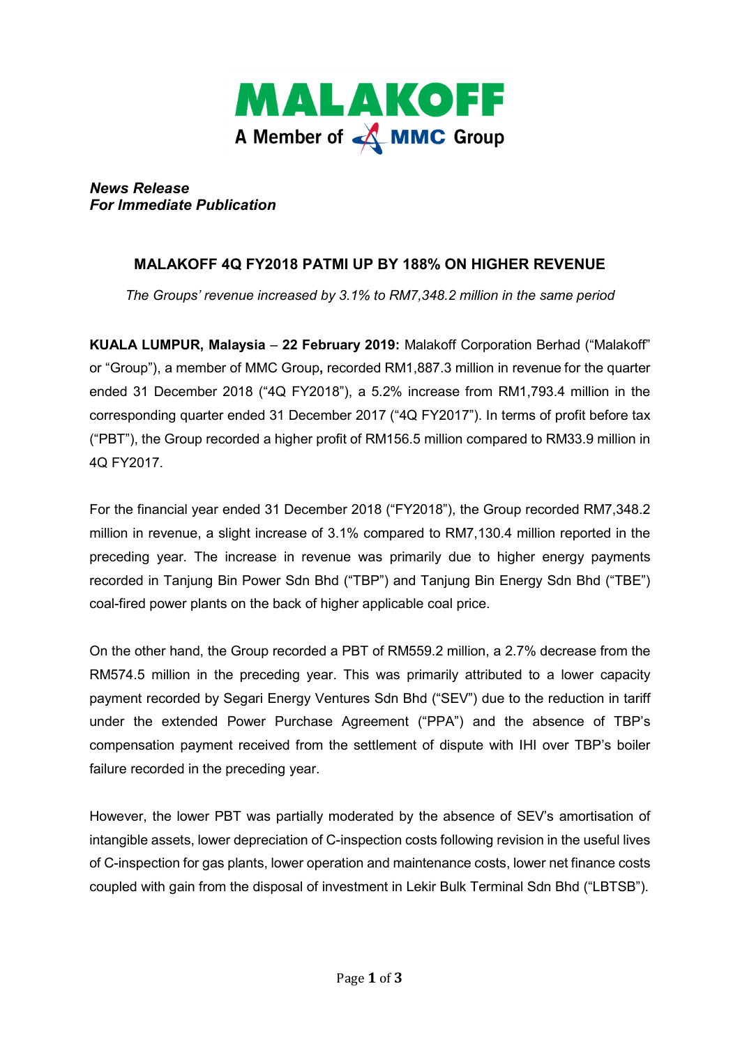**MALAKOFF**
A Member of MMC Group

***News Release***
***For Immediate Publication***

## MALAKOFF 4Q FY2018 PATMI UP BY 188% ON HIGHER REVENUE

*The Groups' revenue increased by 3.1% to RM7,348.2 million in the same period*

**KUALA LUMPUR, Malaysia – 22 February 2019:** Malakoff Corporation Berhad ("Malakoff" or "Group"), a member of MMC Group**,** recorded RM1,887.3 million in revenue for the quarter ended 31 December 2018 ("4Q FY2018"), a 5.2% increase from RM1,793.4 million in the corresponding quarter ended 31 December 2017 ("4Q FY2017"). In terms of profit before tax ("PBT"), the Group recorded a higher profit of RM156.5 million compared to RM33.9 million in 4Q FY2017.

For the financial year ended 31 December 2018 ("FY2018"), the Group recorded RM7,348.2 million in revenue, a slight increase of 3.1% compared to RM7,130.4 million reported in the preceding year. The increase in revenue was primarily due to higher energy payments recorded in Tanjung Bin Power Sdn Bhd ("TBP") and Tanjung Bin Energy Sdn Bhd ("TBE") coal-fired power plants on the back of higher applicable coal price.

On the other hand, the Group recorded a PBT of RM559.2 million, a 2.7% decrease from the RM574.5 million in the preceding year. This was primarily attributed to a lower capacity payment recorded by Segari Energy Ventures Sdn Bhd ("SEV") due to the reduction in tariff under the extended Power Purchase Agreement ("PPA") and the absence of TBP's compensation payment received from the settlement of dispute with IHI over TBP's boiler failure recorded in the preceding year.

However, the lower PBT was partially moderated by the absence of SEV's amortisation of intangible assets, lower depreciation of C-inspection costs following revision in the useful lives of C-inspection for gas plants, lower operation and maintenance costs, lower net finance costs coupled with gain from the disposal of investment in Lekir Bulk Terminal Sdn Bhd ("LBTSB").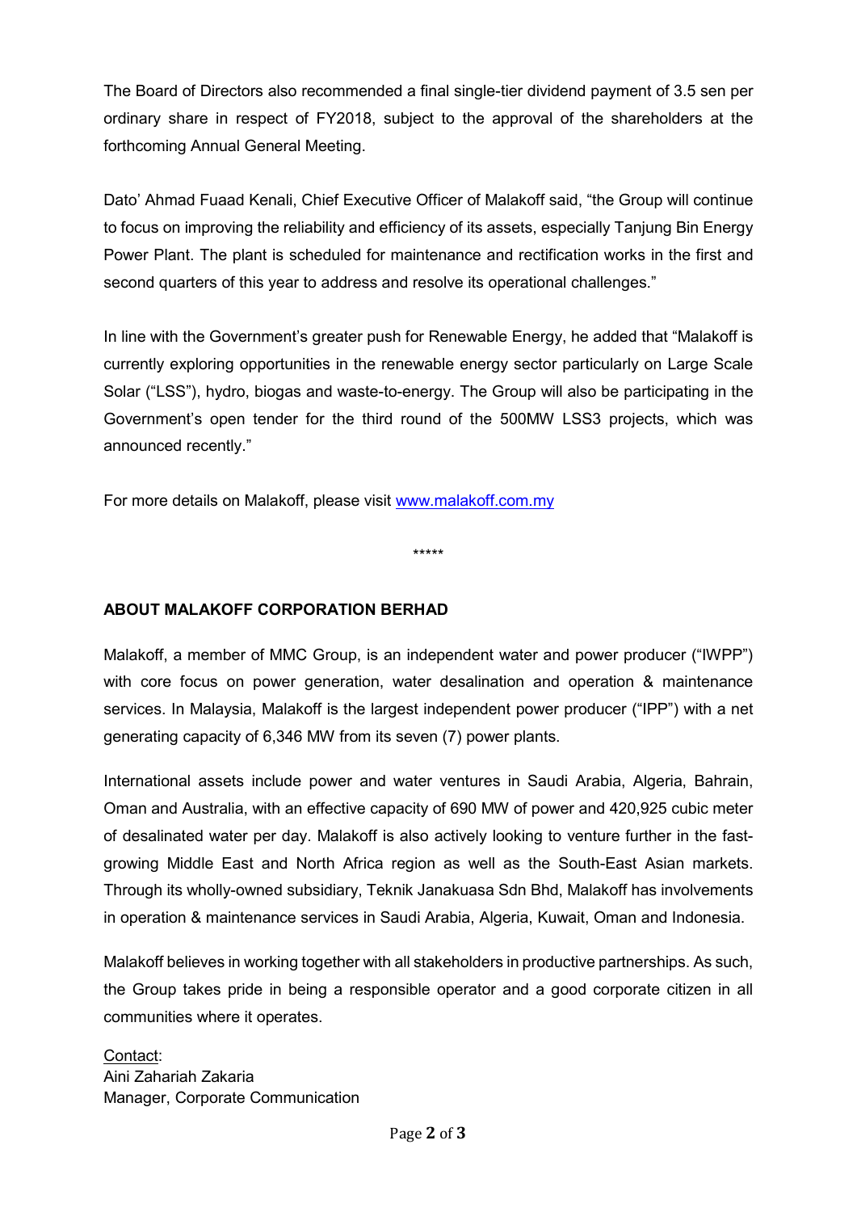The Board of Directors also recommended a final single-tier dividend payment of 3.5 sen per ordinary share in respect of FY2018, subject to the approval of the shareholders at the forthcoming Annual General Meeting.

Dato' Ahmad Fuaad Kenali, Chief Executive Officer of Malakoff said, "the Group will continue to focus on improving the reliability and efficiency of its assets, especially Tanjung Bin Energy Power Plant. The plant is scheduled for maintenance and rectification works in the first and second quarters of this year to address and resolve its operational challenges."

In line with the Government's greater push for Renewable Energy, he added that "Malakoff is currently exploring opportunities in the renewable energy sector particularly on Large Scale Solar ("LSS"), hydro, biogas and waste-to-energy. The Group will also be participating in the Government's open tender for the third round of the 500MW LSS3 projects, which was announced recently."

For more details on Malakoff, please visit www.malakoff.com.my

*****

**ABOUT MALAKOFF CORPORATION BERHAD**

Malakoff, a member of MMC Group, is an independent water and power producer ("IWPP") with core focus on power generation, water desalination and operation & maintenance services. In Malaysia, Malakoff is the largest independent power producer ("IPP") with a net generating capacity of 6,346 MW from its seven (7) power plants.

International assets include power and water ventures in Saudi Arabia, Algeria, Bahrain, Oman and Australia, with an effective capacity of 690 MW of power and 420,925 cubic meter of desalinated water per day. Malakoff is also actively looking to venture further in the fast-growing Middle East and North Africa region as well as the South-East Asian markets. Through its wholly-owned subsidiary, Teknik Janakuasa Sdn Bhd, Malakoff has involvements in operation & maintenance services in Saudi Arabia, Algeria, Kuwait, Oman and Indonesia.

Malakoff believes in working together with all stakeholders in productive partnerships. As such, the Group takes pride in being a responsible operator and a good corporate citizen in all communities where it operates.

Contact:
Aini Zahariah Zakaria
Manager, Corporate Communication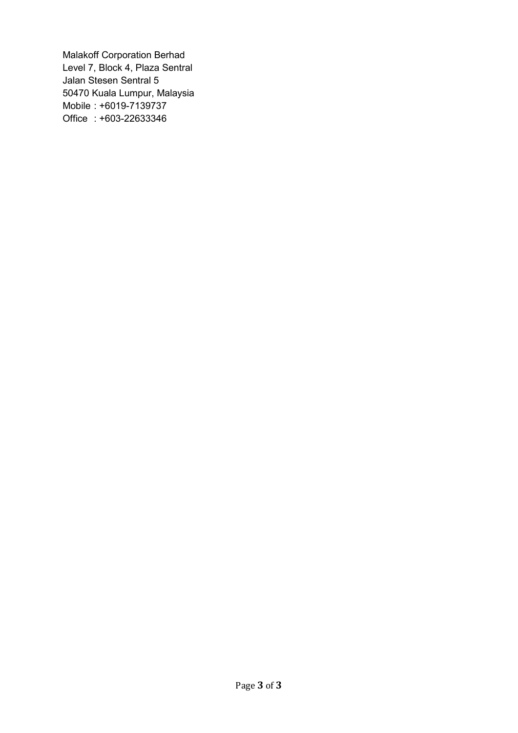Malakoff Corporation Berhad
Level 7, Block 4, Plaza Sentral
Jalan Stesen Sentral 5
50470 Kuala Lumpur, Malaysia
Mobile : +6019-7139737
Office : +603-22633346